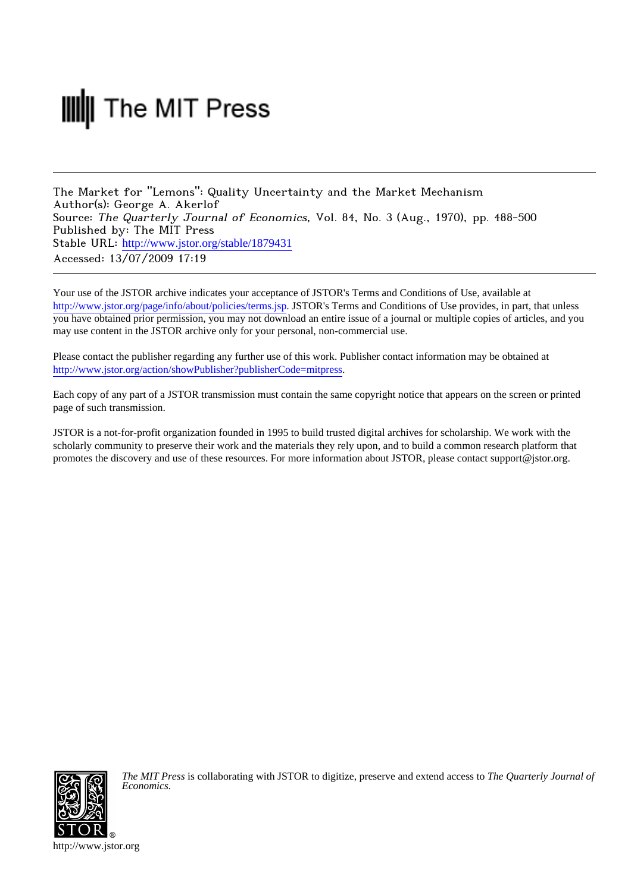The MIT Press

The Market for "Lemons": Quality Uncertainty and the Market Mechanism
Author(s): George A. Akerlof
Source: *The Quarterly Journal of Economics*, Vol. 84, No. 3 (Aug., 1970), pp. 488-500
Published by: The MIT Press
Stable URL: http://www.jstor.org/stable/1879431
Accessed: 13/07/2009 17:19

---

Your use of the JSTOR archive indicates your acceptance of JSTOR's Terms and Conditions of Use, available at http://www.jstor.org/page/info/about/policies/terms.jsp. JSTOR's Terms and Conditions of Use provides, in part, that unless you have obtained prior permission, you may not download an entire issue of a journal or multiple copies of articles, and you may use content in the JSTOR archive only for your personal, non-commercial use.

Please contact the publisher regarding any further use of this work. Publisher contact information may be obtained at http://www.jstor.org/action/showPublisher?publisherCode=mitpress.

Each copy of any part of a JSTOR transmission must contain the same copyright notice that appears on the screen or printed page of such transmission.

JSTOR is a not-for-profit organization founded in 1995 to build trusted digital archives for scholarship. We work with the scholarly community to preserve their work and the materials they rely upon, and to build a common research platform that promotes the discovery and use of these resources. For more information about JSTOR, please contact support@jstor.org.

*The MIT Press* is collaborating with JSTOR to digitize, preserve and extend access to *The Quarterly Journal of Economics.*

http://www.jstor.org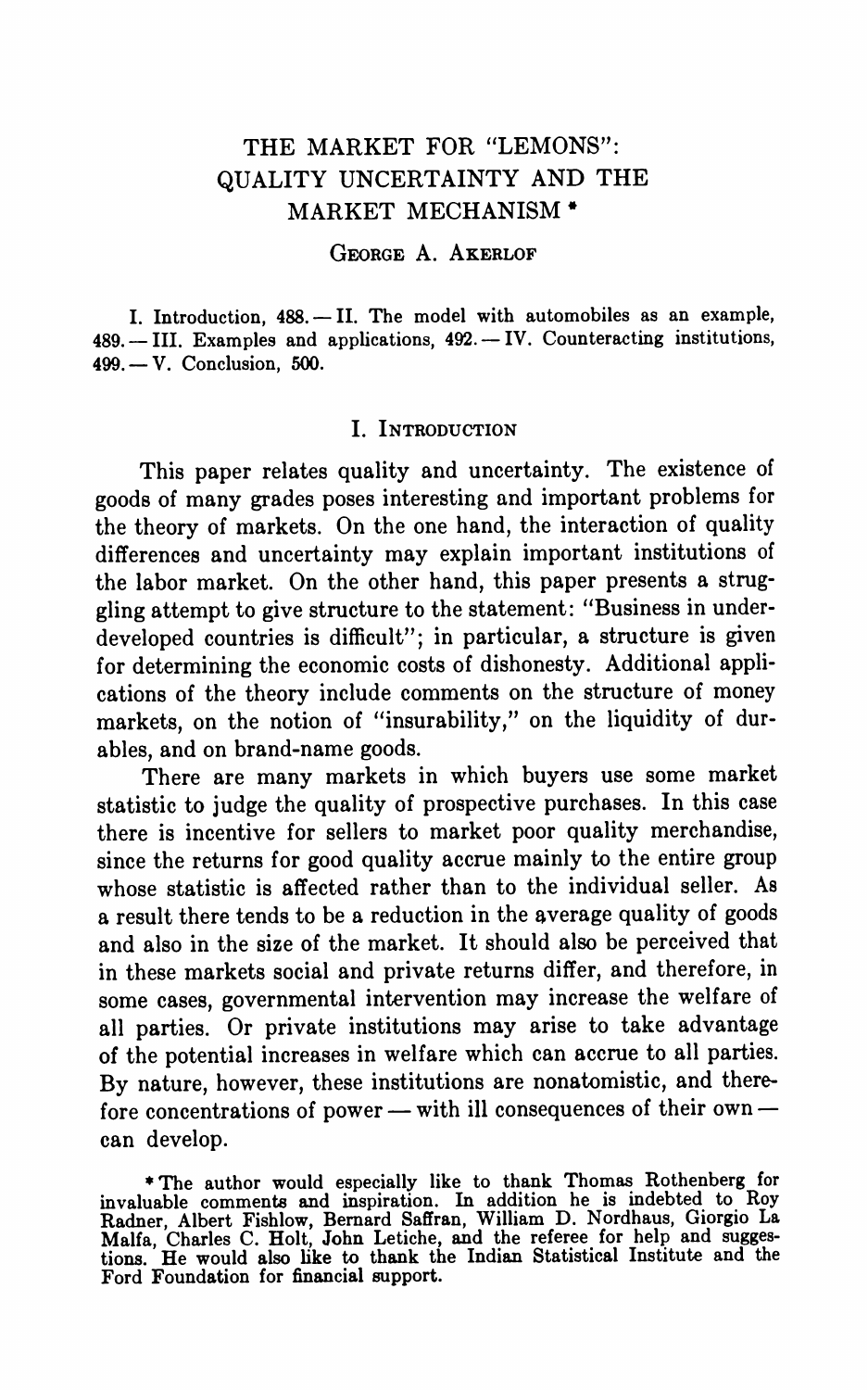# THE MARKET FOR "LEMONS": QUALITY UNCERTAINTY AND THE MARKET MECHANISM *

GEORGE A. AKERLOF

I. Introduction, 488. — II. The model with automobiles as an example, 489. — III. Examples and applications, 492. — IV. Counteracting institutions, 499. — V. Conclusion, 500.

## I. INTRODUCTION

This paper relates quality and uncertainty. The existence of goods of many grades poses interesting and important problems for the theory of markets. On the one hand, the interaction of quality differences and uncertainty may explain important institutions of the labor market. On the other hand, this paper presents a struggling attempt to give structure to the statement: "Business in underdeveloped countries is difficult"; in particular, a structure is given for determining the economic costs of dishonesty. Additional applications of the theory include comments on the structure of money markets, on the notion of "insurability," on the liquidity of durables, and on brand-name goods.

There are many markets in which buyers use some market statistic to judge the quality of prospective purchases. In this case there is incentive for sellers to market poor quality merchandise, since the returns for good quality accrue mainly to the entire group whose statistic is affected rather than to the individual seller. As a result there tends to be a reduction in the average quality of goods and also in the size of the market. It should also be perceived that in these markets social and private returns differ, and therefore, in some cases, governmental intervention may increase the welfare of all parties. Or private institutions may arise to take advantage of the potential increases in welfare which can accrue to all parties. By nature, however, these institutions are nonatomistic, and therefore concentrations of power — with ill consequences of their own — can develop.

* The author would especially like to thank Thomas Rothenberg for invaluable comments and inspiration. In addition he is indebted to Roy Radner, Albert Fishlow, Bernard Saffran, William D. Nordhaus, Giorgio La Malfa, Charles C. Holt, John Letiche, and the referee for help and suggestions. He would also like to thank the Indian Statistical Institute and the Ford Foundation for financial support.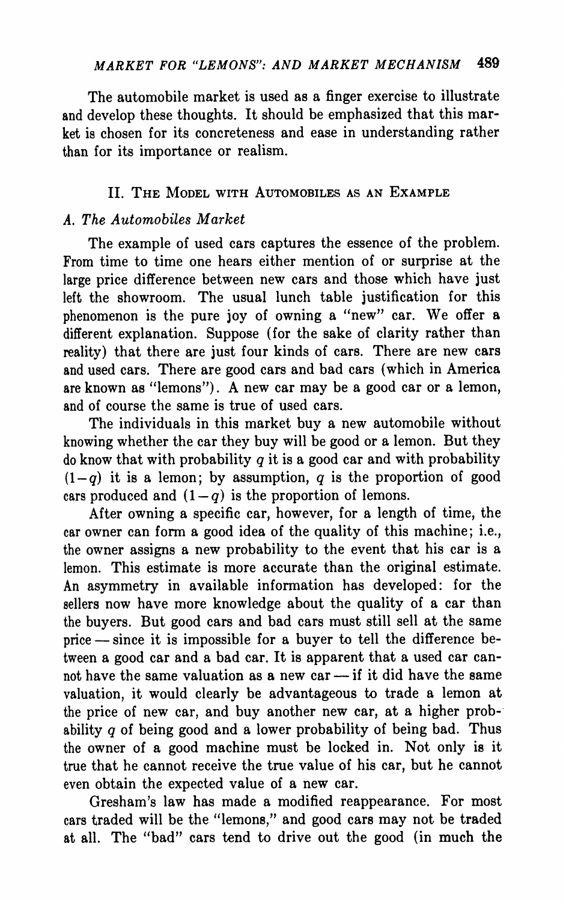The automobile market is used as a finger exercise to illustrate and develop these thoughts. It should be emphasized that this market is chosen for its concreteness and ease in understanding rather than for its importance or realism.

## II. The Model with Automobiles as an Example

### *A. The Automobiles Market*

The example of used cars captures the essence of the problem. From time to time one hears either mention of or surprise at the large price difference between new cars and those which have just left the showroom. The usual lunch table justification for this phenomenon is the pure joy of owning a "new" car. We offer a different explanation. Suppose (for the sake of clarity rather than reality) that there are just four kinds of cars. There are new cars and used cars. There are good cars and bad cars (which in America are known as "lemons"). A new car may be a good car or a lemon, and of course the same is true of used cars.

The individuals in this market buy a new automobile without knowing whether the car they buy will be good or a lemon. But they do know that with probability $q$ it is a good car and with probability $(1-q)$ it is a lemon; by assumption, $q$ is the proportion of good cars produced and $(1-q)$ is the proportion of lemons.

After owning a specific car, however, for a length of time, the car owner can form a good idea of the quality of this machine; i.e., the owner assigns a new probability to the event that his car is a lemon. This estimate is more accurate than the original estimate. An asymmetry in available information has developed: for the sellers now have more knowledge about the quality of a car than the buyers. But good cars and bad cars must still sell at the same price — since it is impossible for a buyer to tell the difference between a good car and a bad car. It is apparent that a used car cannot have the same valuation as a new car — if it did have the same valuation, it would clearly be advantageous to trade a lemon at the price of new car, and buy another new car, at a higher probability $q$ of being good and a lower probability of being bad. Thus the owner of a good machine must be locked in. Not only is it true that he cannot receive the true value of his car, but he cannot even obtain the expected value of a new car.

Gresham's law has made a modified reappearance. For most cars traded will be the "lemons," and good cars may not be traded at all. The "bad" cars tend to drive out the good (in much the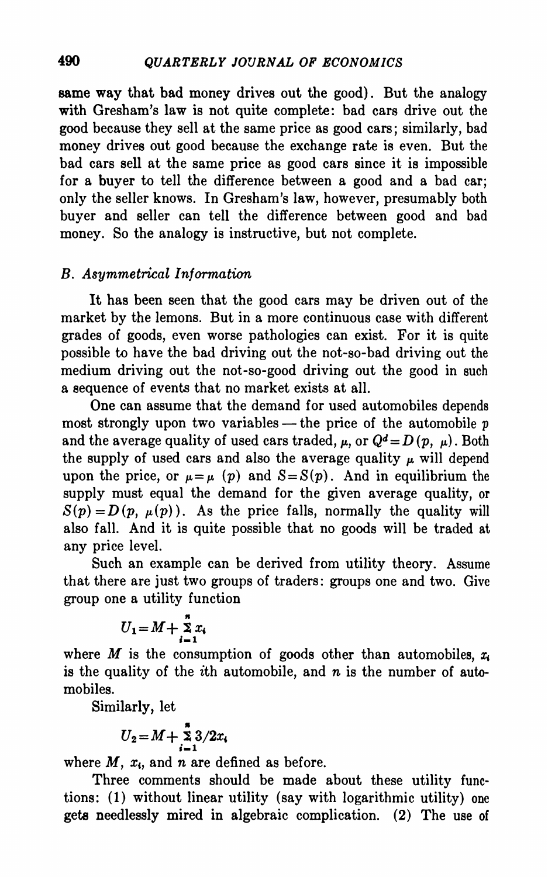same way that bad money drives out the good). But the analogy with Gresham's law is not quite complete: bad cars drive out the good because they sell at the same price as good cars; similarly, bad money drives out good because the exchange rate is even. But the bad cars sell at the same price as good cars since it is impossible for a buyer to tell the difference between a good and a bad car; only the seller knows. In Gresham's law, however, presumably both buyer and seller can tell the difference between good and bad money. So the analogy is instructive, but not complete.

### *B. Asymmetrical Information*

It has been seen that the good cars may be driven out of the market by the lemons. But in a more continuous case with different grades of goods, even worse pathologies can exist. For it is quite possible to have the bad driving out the not-so-bad driving out the medium driving out the not-so-good driving out the good in such a sequence of events that no market exists at all.

One can assume that the demand for used automobiles depends most strongly upon two variables — the price of the automobile $p$ and the average quality of used cars traded, $\mu$, or $Q^d = D(p, \mu)$. Both the supply of used cars and also the average quality $\mu$ will depend upon the price, or $\mu = \mu(p)$ and $S = S(p)$. And in equilibrium the supply must equal the demand for the given average quality, or $S(p) = D(p, \mu(p))$. As the price falls, normally the quality will also fall. And it is quite possible that no goods will be traded at any price level.

Such an example can be derived from utility theory. Assume that there are just two groups of traders: groups one and two. Give group one a utility function

$$U_1 = M + \sum_{i=1}^{n} x_i$$

where $M$ is the consumption of goods other than automobiles, $x_i$ is the quality of the $i$th automobile, and $n$ is the number of automobiles.

Similarly, let

$$U_2 = M + \sum_{i=1}^{n} 3/2 x_i$$

where $M$, $x_i$, and $n$ are defined as before.

Three comments should be made about these utility functions: (1) without linear utility (say with logarithmic utility) one gets needlessly mired in algebraic complication. (2) The use of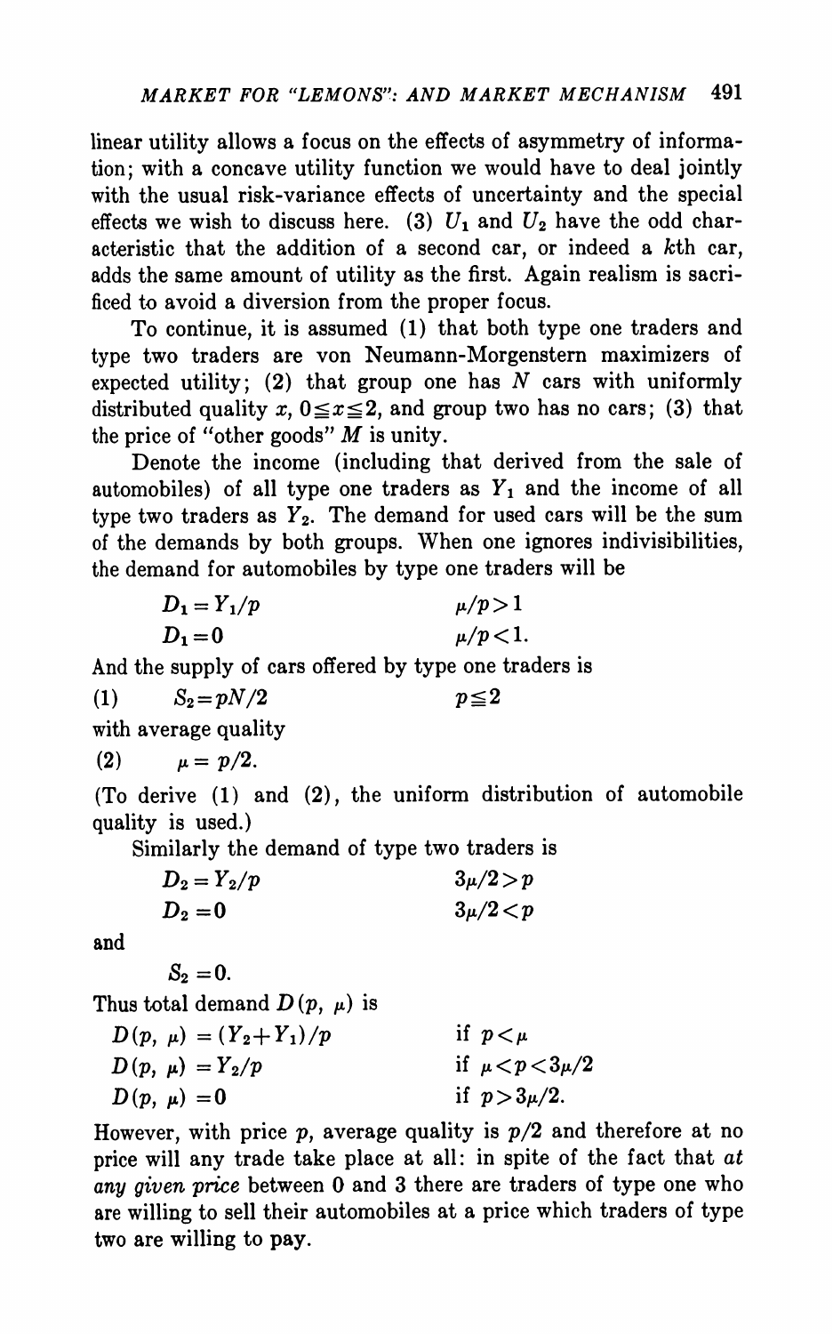linear utility allows a focus on the effects of asymmetry of information; with a concave utility function we would have to deal jointly with the usual risk-variance effects of uncertainty and the special effects we wish to discuss here. (3) $U_1$ and $U_2$ have the odd characteristic that the addition of a second car, or indeed a $k$th car, adds the same amount of utility as the first. Again realism is sacrificed to avoid a diversion from the proper focus.

To continue, it is assumed (1) that both type one traders and type two traders are von Neumann-Morgenstern maximizers of expected utility; (2) that group one has $N$ cars with uniformly distributed quality $x$, $0 \leqq x \leqq 2$, and group two has no cars; (3) that the price of "other goods" $M$ is unity.

Denote the income (including that derived from the sale of automobiles) of all type one traders as $Y_1$ and the income of all type two traders as $Y_2$. The demand for used cars will be the sum of the demands by both groups. When one ignores indivisibilities, the demand for automobiles by type one traders will be

$$D_1 = Y_1/p \qquad \mu/p > 1$$

$$D_1 = 0 \qquad \mu/p < 1.$$

And the supply of cars offered by type one traders is

$$(1) \qquad S_2 = pN/2 \qquad p \leqq 2$$

with average quality

$$(2) \qquad \mu = p/2.$$

(To derive (1) and (2), the uniform distribution of automobile quality is used.)

Similarly the demand of type two traders is

$$D_2 = Y_2/p \qquad 3\mu/2 > p$$

$$D_2 = 0 \qquad 3\mu/2 < p$$

and

$$S_2 = 0.$$

Thus total demand $D(p, \mu)$ is

$$D(p, \mu) = (Y_2 + Y_1)/p \qquad \text{if } p < \mu$$

$$D(p, \mu) = Y_2/p \qquad \text{if } \mu < p < 3\mu/2$$

$$D(p, \mu) = 0 \qquad \text{if } p > 3\mu/2.$$

However, with price $p$, average quality is $p/2$ and therefore at no price will any trade take place at all: in spite of the fact that *at any given price* between 0 and 3 there are traders of type one who are willing to sell their automobiles at a price which traders of type two are willing to pay.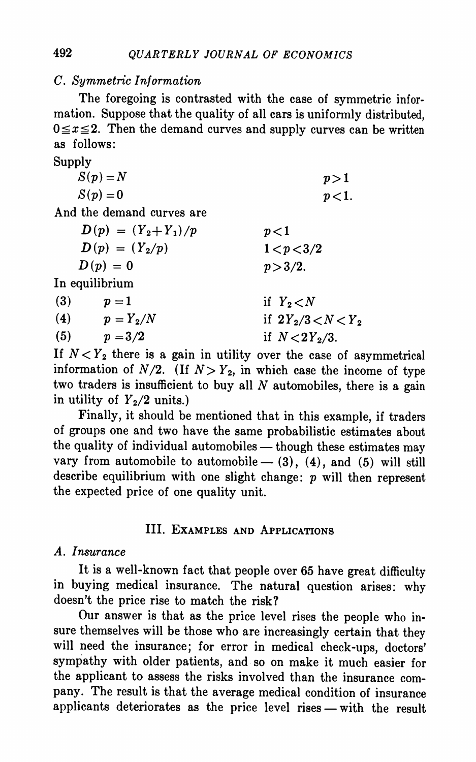### C. Symmetric Information

The foregoing is contrasted with the case of symmetric information. Suppose that the quality of all cars is uniformly distributed, $0 \leqq x \leqq 2$. Then the demand curves and supply curves can be written as follows:

Supply

$$S(p) = N \qquad p > 1$$

$$S(p) = 0 \qquad p < 1.$$

And the demand curves are

$$D(p) = (Y_2 + Y_1)/p \qquad p < 1$$

$$D(p) = (Y_2/p) \qquad 1 < p < 3/2$$

$$D(p) = 0 \qquad p > 3/2.$$

In equilibrium

$$(3) \qquad p = 1 \qquad \text{if } Y_2 < N$$

$$(4) \qquad p = Y_2/N \qquad \text{if } 2Y_2/3 < N < Y_2$$

$$(5) \qquad p = 3/2 \qquad \text{if } N < 2Y_2/3.$$

If $N < Y_2$ there is a gain in utility over the case of asymmetrical information of $N/2$. (If $N > Y_2$, in which case the income of type two traders is insufficient to buy all $N$ automobiles, there is a gain in utility of $Y_2/2$ units.)

Finally, it should be mentioned that in this example, if traders of groups one and two have the same probabilistic estimates about the quality of individual automobiles — though these estimates may vary from automobile to automobile — (3), (4), and (5) will still describe equilibrium with one slight change: $p$ will then represent the expected price of one quality unit.

## III. Examples and Applications

### A. Insurance

It is a well-known fact that people over 65 have great difficulty in buying medical insurance. The natural question arises: why doesn't the price rise to match the risk?

Our answer is that as the price level rises the people who insure themselves will be those who are increasingly certain that they will need the insurance; for error in medical check-ups, doctors' sympathy with older patients, and so on make it much easier for the applicant to assess the risks involved than the insurance company. The result is that the average medical condition of insurance applicants deteriorates as the price level rises — with the result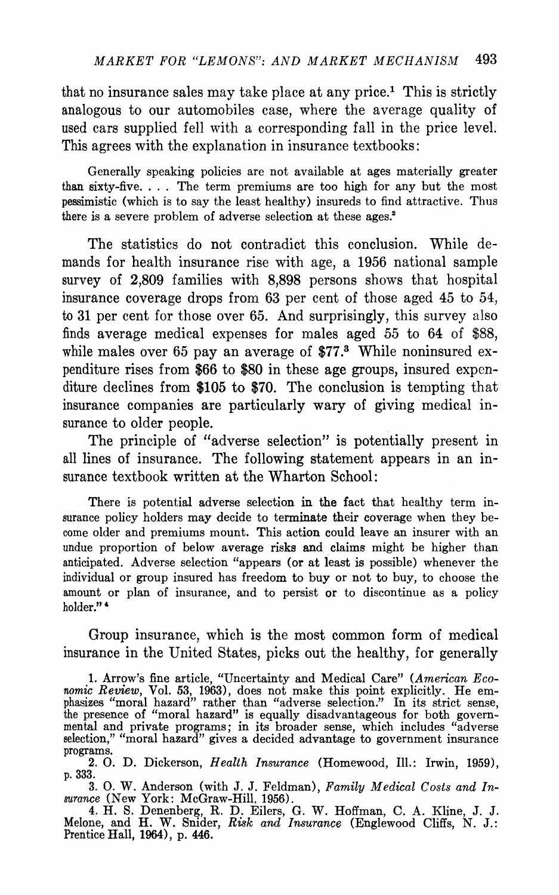that no insurance sales may take place at any price.[1] This is strictly analogous to our automobiles case, where the average quality of used cars supplied fell with a corresponding fall in the price level. This agrees with the explanation in insurance textbooks:

> Generally speaking policies are not available at ages materially greater than sixty-five. . . . The term premiums are too high for any but the most pessimistic (which is to say the least healthy) insureds to find attractive. Thus there is a severe problem of adverse selection at these ages.[2]

The statistics do not contradict this conclusion. While demands for health insurance rise with age, a 1956 national sample survey of 2,809 families with 8,898 persons shows that hospital insurance coverage drops from 63 per cent of those aged 45 to 54, to 31 per cent for those over 65. And surprisingly, this survey also finds average medical expenses for males aged 55 to 64 of $88, while males over 65 pay an average of $77.[3] While noninsured expenditure rises from $66 to $80 in these age groups, insured expenditure declines from $105 to $70. The conclusion is tempting that insurance companies are particularly wary of giving medical insurance to older people.

The principle of "adverse selection" is potentially present in all lines of insurance. The following statement appears in an insurance textbook written at the Wharton School:

> There is potential adverse selection in the fact that healthy term insurance policy holders may decide to terminate their coverage when they become older and premiums mount. This action could leave an insurer with an undue proportion of below average risks and claims might be higher than anticipated. Adverse selection "appears (or at least is possible) whenever the individual or group insured has freedom to buy or not to buy, to choose the amount or plan of insurance, and to persist or to discontinue as a policy holder."[4]

Group insurance, which is the most common form of medical insurance in the United States, picks out the healthy, for generally

---

1. Arrow's fine article, "Uncertainty and Medical Care" (*American Economic Review*, Vol. 53, 1963), does not make this point explicitly. He emphasizes "moral hazard" rather than "adverse selection." In its strict sense, the presence of "moral hazard" is equally disadvantageous for both governmental and private programs; in its broader sense, which includes "adverse selection," "moral hazard" gives a decided advantage to government insurance programs.

2. O. D. Dickerson, *Health Insurance* (Homewood, Ill.: Irwin, 1959), p. 333.

3. O. W. Anderson (with J. J. Feldman), *Family Medical Costs and Insurance* (New York: McGraw-Hill, 1956).

4. H. S. Denenberg, R. D. Eilers, G. W. Hoffman, C. A. Kline, J. J. Melone, and H. W. Snider, *Risk and Insurance* (Englewood Cliffs, N. J.: Prentice Hall, 1964), p. 446.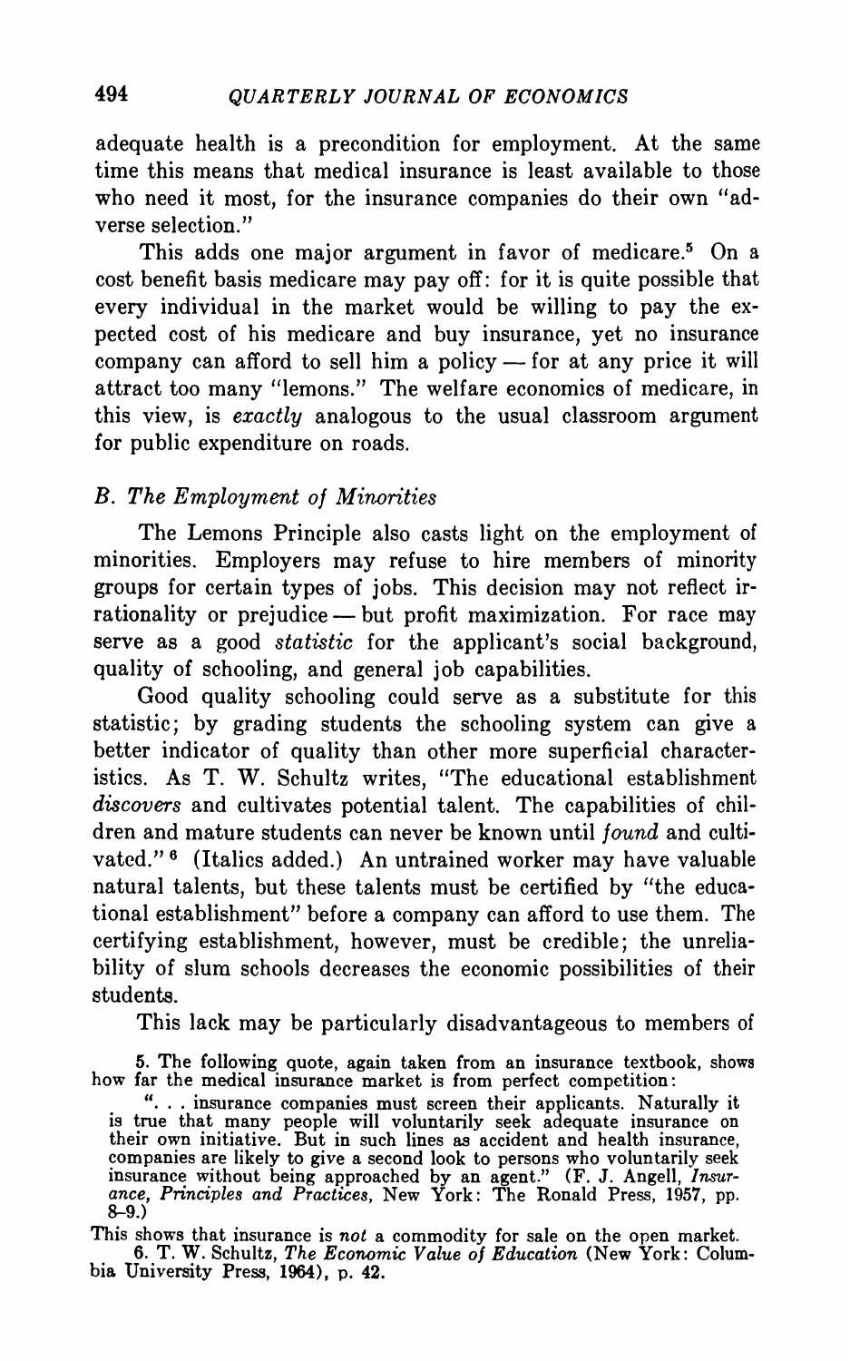adequate health is a precondition for employment. At the same time this means that medical insurance is least available to those who need it most, for the insurance companies do their own "adverse selection."

This adds one major argument in favor of medicare.[5] On a cost benefit basis medicare may pay off: for it is quite possible that every individual in the market would be willing to pay the expected cost of his medicare and buy insurance, yet no insurance company can afford to sell him a policy — for at any price it will attract too many "lemons." The welfare economics of medicare, in this view, is *exactly* analogous to the usual classroom argument for public expenditure on roads.

### B. *The Employment of Minorities*

The Lemons Principle also casts light on the employment of minorities. Employers may refuse to hire members of minority groups for certain types of jobs. This decision may not reflect irrationality or prejudice — but profit maximization. For race may serve as a good *statistic* for the applicant's social background, quality of schooling, and general job capabilities.

Good quality schooling could serve as a substitute for this statistic; by grading students the schooling system can give a better indicator of quality than other more superficial characteristics. As T. W. Schultz writes, "The educational establishment *discovers* and cultivates potential talent. The capabilities of children and mature students can never be known until *found* and cultivated."[6] (Italics added.) An untrained worker may have valuable natural talents, but these talents must be certified by "the educational establishment" before a company can afford to use them. The certifying establishment, however, must be credible; the unreliability of slum schools decreases the economic possibilities of their students.

This lack may be particularly disadvantageous to members of

---

5. The following quote, again taken from an insurance textbook, shows how far the medical insurance market is from perfect competition:

". . . insurance companies must screen their applicants. Naturally it is true that many people will voluntarily seek adequate insurance on their own initiative. But in such lines as accident and health insurance, companies are likely to give a second look to persons who voluntarily seek insurance without being approached by an agent." (F. J. Angell, *Insurance, Principles and Practices*, New York: The Ronald Press, 1957, pp. 8–9.)

This shows that insurance is *not* a commodity for sale on the open market.

6. T. W. Schultz, *The Economic Value of Education* (New York: Columbia University Press, 1964), p. 42.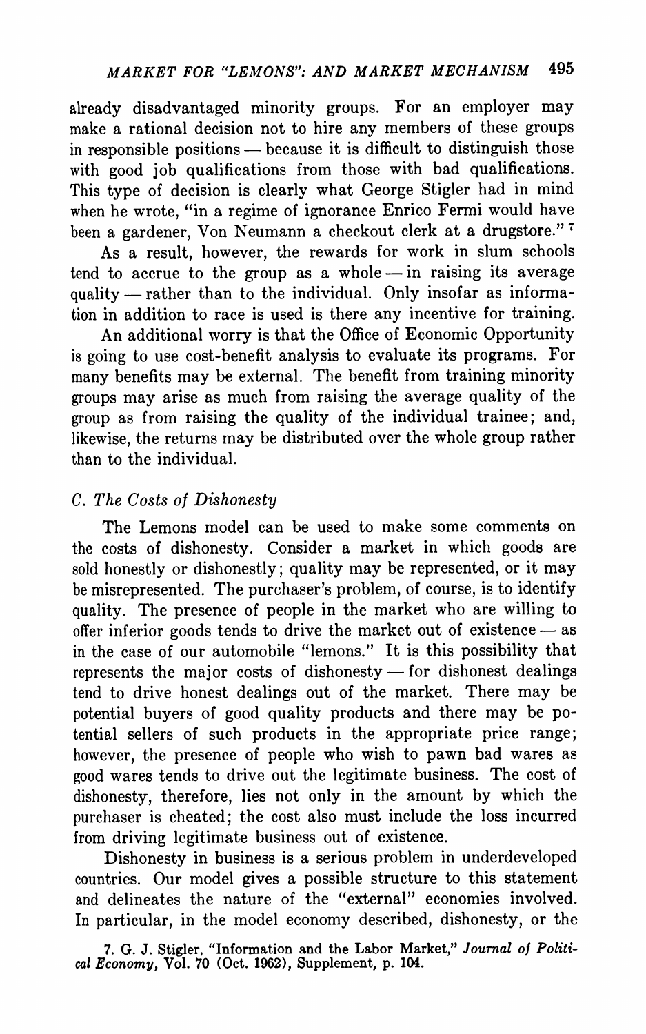already disadvantaged minority groups. For an employer may make a rational decision not to hire any members of these groups in responsible positions — because it is difficult to distinguish those with good job qualifications from those with bad qualifications. This type of decision is clearly what George Stigler had in mind when he wrote, "in a regime of ignorance Enrico Fermi would have been a gardener, Von Neumann a checkout clerk at a drugstore." [7]

As a result, however, the rewards for work in slum schools tend to accrue to the group as a whole — in raising its average quality — rather than to the individual. Only insofar as information in addition to race is used is there any incentive for training.

An additional worry is that the Office of Economic Opportunity is going to use cost-benefit analysis to evaluate its programs. For many benefits may be external. The benefit from training minority groups may arise as much from raising the average quality of the group as from raising the quality of the individual trainee; and, likewise, the returns may be distributed over the whole group rather than to the individual.

### *C. The Costs of Dishonesty*

The Lemons model can be used to make some comments on the costs of dishonesty. Consider a market in which goods are sold honestly or dishonestly; quality may be represented, or it may be misrepresented. The purchaser's problem, of course, is to identify quality. The presence of people in the market who are willing to offer inferior goods tends to drive the market out of existence — as in the case of our automobile "lemons." It is this possibility that represents the major costs of dishonesty — for dishonest dealings tend to drive honest dealings out of the market. There may be potential buyers of good quality products and there may be potential sellers of such products in the appropriate price range; however, the presence of people who wish to pawn bad wares as good wares tends to drive out the legitimate business. The cost of dishonesty, therefore, lies not only in the amount by which the purchaser is cheated; the cost also must include the loss incurred from driving legitimate business out of existence.

Dishonesty in business is a serious problem in underdeveloped countries. Our model gives a possible structure to this statement and delineates the nature of the "external" economies involved. In particular, in the model economy described, dishonesty, or the

7. G. J. Stigler, "Information and the Labor Market," *Journal of Political Economy*, Vol. 70 (Oct. 1962), Supplement, p. 104.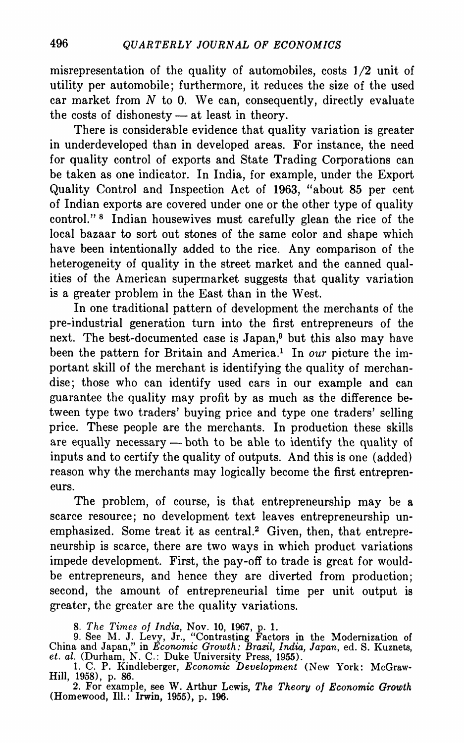misrepresentation of the quality of automobiles, costs 1/2 unit of utility per automobile; furthermore, it reduces the size of the used car market from $N$ to 0. We can, consequently, directly evaluate the costs of dishonesty — at least in theory.

There is considerable evidence that quality variation is greater in underdeveloped than in developed areas. For instance, the need for quality control of exports and State Trading Corporations can be taken as one indicator. In India, for example, under the Export Quality Control and Inspection Act of 1963, "about 85 per cent of Indian exports are covered under one or the other type of quality control."[8] Indian housewives must carefully glean the rice of the local bazaar to sort out stones of the same color and shape which have been intentionally added to the rice. Any comparison of the heterogeneity of quality in the street market and the canned qualities of the American supermarket suggests that quality variation is a greater problem in the East than in the West.

In one traditional pattern of development the merchants of the pre-industrial generation turn into the first entrepreneurs of the next. The best-documented case is Japan,[9] but this also may have been the pattern for Britain and America.[1] In *our* picture the important skill of the merchant is identifying the quality of merchandise; those who can identify used cars in our example and can guarantee the quality may profit by as much as the difference between type two traders' buying price and type one traders' selling price. These people are the merchants. In production these skills are equally necessary — both to be able to identify the quality of inputs and to certify the quality of outputs. And this is one (added) reason why the merchants may logically become the first entrepreneurs.

The problem, of course, is that entrepreneurship may be a scarce resource; no development text leaves entrepreneurship unemphasized. Some treat it as central.[2] Given, then, that entrepreneurship is scarce, there are two ways in which product variations impede development. First, the pay-off to trade is great for would-be entrepreneurs, and hence they are diverted from production; second, the amount of entrepreneurial time per unit output is greater, the greater are the quality variations.

8. *The Times of India*, Nov. 10, 1967, p. 1.

9. See M. J. Levy, Jr., "Contrasting Factors in the Modernization of China and Japan," in *Economic Growth: Brazil, India, Japan*, ed. S. Kuznets, *et. al.* (Durham, N. C.: Duke University Press, 1955).

1. C. P. Kindleberger, *Economic Development* (New York: McGraw-Hill, 1958), p. 86.

2. For example, see W. Arthur Lewis, *The Theory of Economic Growth* (Homewood, Ill.: Irwin, 1955), p. 196.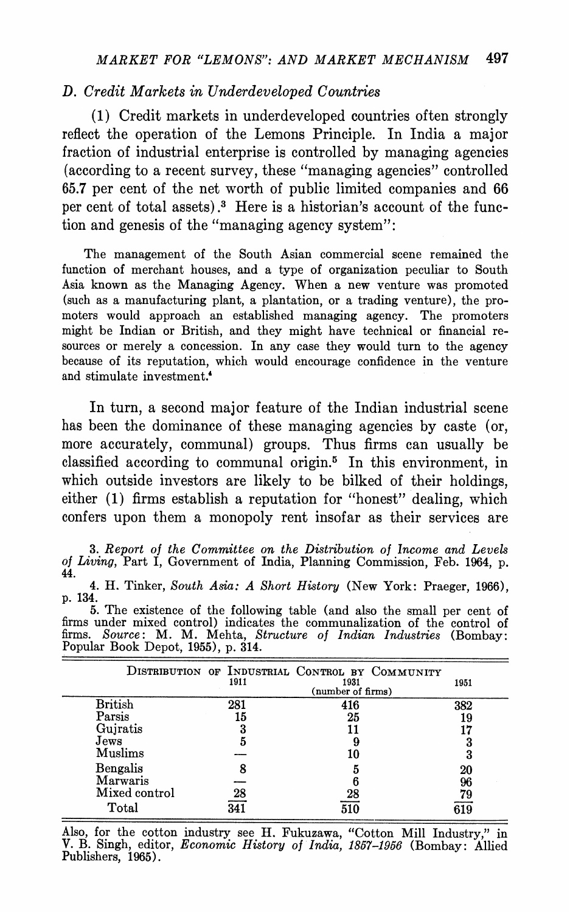### D. Credit Markets in Underdeveloped Countries

(1) Credit markets in underdeveloped countries often strongly reflect the operation of the Lemons Principle. In India a major fraction of industrial enterprise is controlled by managing agencies (according to a recent survey, these "managing agencies" controlled 65.7 per cent of the net worth of public limited companies and 66 per cent of total assets).[3] Here is a historian's account of the function and genesis of the "managing agency system":

> The management of the South Asian commercial scene remained the function of merchant houses, and a type of organization peculiar to South Asia known as the Managing Agency. When a new venture was promoted (such as a manufacturing plant, a plantation, or a trading venture), the promoters would approach an established managing agency. The promoters might be Indian or British, and they might have technical or financial resources or merely a concession. In any case they would turn to the agency because of its reputation, which would encourage confidence in the venture and stimulate investment.[4]

In turn, a second major feature of the Indian industrial scene has been the dominance of these managing agencies by caste (or, more accurately, communal) groups. Thus firms can usually be classified according to communal origin.[5] In this environment, in which outside investors are likely to be bilked of their holdings, either (1) firms establish a reputation for "honest" dealing, which confers upon them a monopoly rent insofar as their services are

3. *Report of the Committee on the Distribution of Income and Levels of Living*, Part I, Government of India, Planning Commission, Feb. 1964, p. 44.

4. H. Tinker, *South Asia: A Short History* (New York: Praeger, 1966), p. 134.

5. The existence of the following table (and also the small per cent of firms under mixed control) indicates the communalization of the control of firms. *Source*: M. M. Mehta, *Structure of Indian Industries* (Bombay: Popular Book Depot, 1955), p. 314.

DISTRIBUTION OF INDUSTRIAL CONTROL BY COMMUNITY

| | 1911 | 1931 (number of firms) | 1951 |
|---|---|---|---|
| British | 281 | 416 | 382 |
| Parsis | 15 | 25 | 19 |
| Gujratis | 3 | 11 | 17 |
| Jews | 5 | 9 | 3 |
| Muslims | — | 10 | 3 |
| Bengalis | 8 | 5 | 20 |
| Marwaris | — | 6 | 96 |
| Mixed control | 28 | 28 | 79 |
| Total | 341 | 510 | 619 |

Also, for the cotton industry see H. Fukuzawa, "Cotton Mill Industry," in V. B. Singh, editor, *Economic History of India, 1857–1956* (Bombay: Allied Publishers, 1965).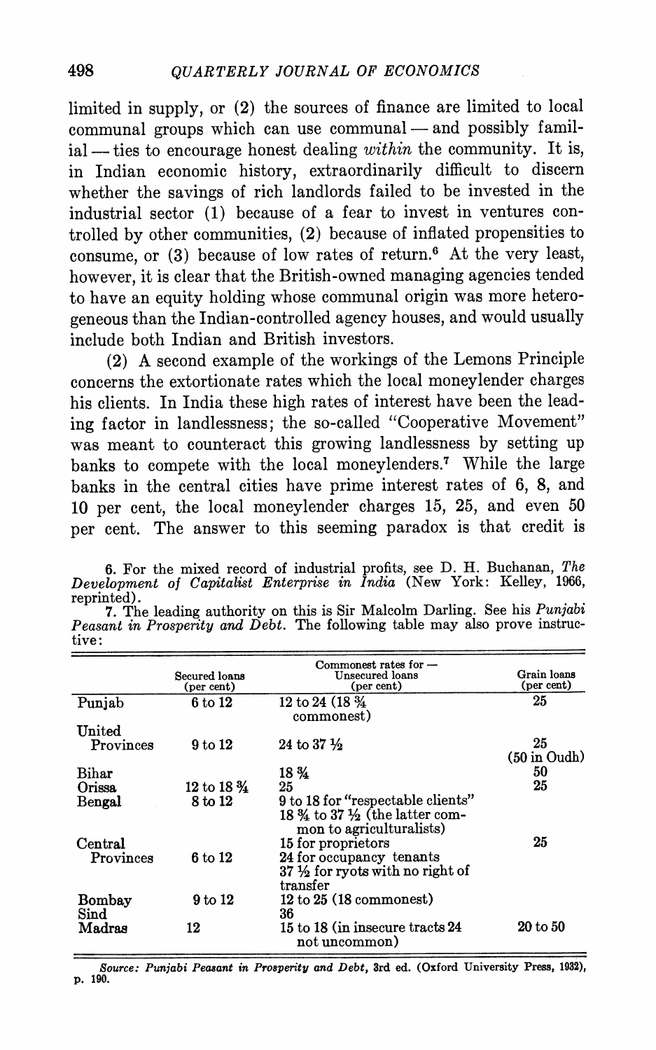limited in supply, or (2) the sources of finance are limited to local communal groups which can use communal — and possibly familial — ties to encourage honest dealing *within* the community. It is, in Indian economic history, extraordinarily difficult to discern whether the savings of rich landlords failed to be invested in the industrial sector (1) because of a fear to invest in ventures controlled by other communities, (2) because of inflated propensities to consume, or (3) because of low rates of return.[6] At the very least, however, it is clear that the British-owned managing agencies tended to have an equity holding whose communal origin was more heterogeneous than the Indian-controlled agency houses, and would usually include both Indian and British investors.

(2) A second example of the workings of the Lemons Principle concerns the extortionate rates which the local moneylender charges his clients. In India these high rates of interest have been the leading factor in landlessness; the so-called "Cooperative Movement" was meant to counteract this growing landlessness by setting up banks to compete with the local moneylenders.[7] While the large banks in the central cities have prime interest rates of 6, 8, and 10 per cent, the local moneylender charges 15, 25, and even 50 per cent. The answer to this seeming paradox is that credit is

6. For the mixed record of industrial profits, see D. H. Buchanan, *The Development of Capitalist Enterprise in India* (New York: Kelley, 1966, reprinted).

7. The leading authority on this is Sir Malcolm Darling. See his *Punjabi Peasant in Prosperity and Debt*. The following table may also prove instructive:

| | Secured loans (per cent) | Commonest rates for — Unsecured loans (per cent) | Grain loans (per cent) |
|---|---|---|---|
| Punjab | 6 to 12 | 12 to 24 (18 ¾ commonest) | 25 |
| United Provinces | 9 to 12 | 24 to 37 ½ | 25 (50 in Oudh) |
| Bihar | | 18 ¾ | 50 |
| Orissa | 12 to 18 ¾ | 25 | 25 |
| Bengal | 8 to 12 | 9 to 18 for "respectable clients" 18 ¾ to 37 ½ (the latter common to agriculturalists) | |
| Central Provinces | 6 to 12 | 15 for proprietors 24 for occupancy tenants 37 ½ for ryots with no right of transfer | 25 |
| Bombay | 9 to 12 | 12 to 25 (18 commonest) | |
| Sind | | 36 | |
| Madras | 12 | 15 to 18 (in insecure tracts 24 not uncommon) | 20 to 50 |

*Source: Punjabi Peasant in Prosperity and Debt*, 3rd ed. (Oxford University Press, 1932), p. 190.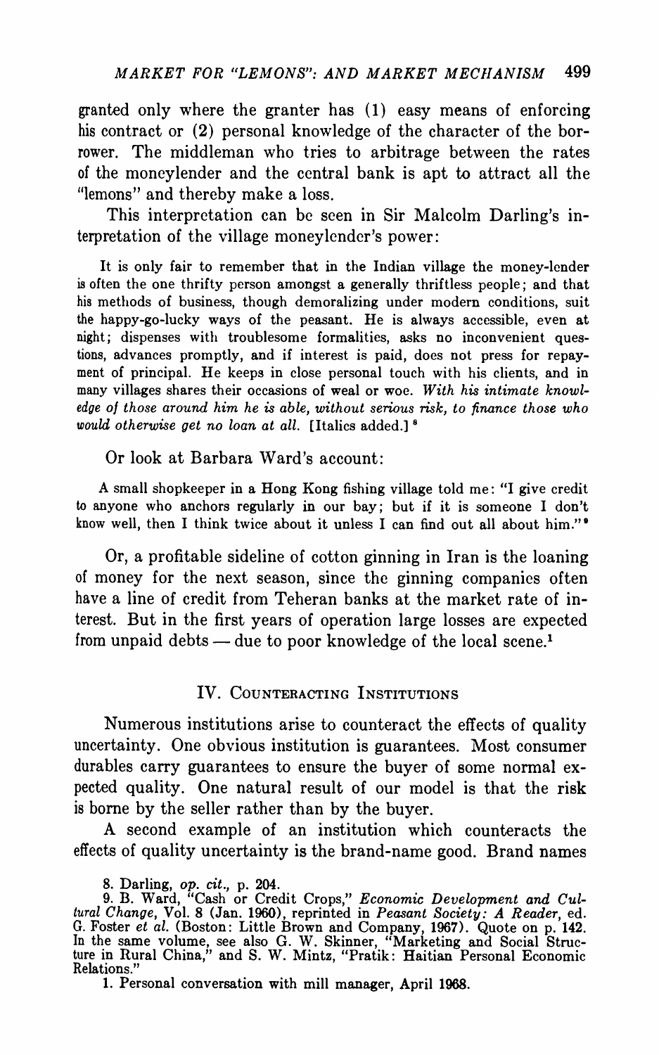granted only where the granter has (1) easy means of enforcing his contract or (2) personal knowledge of the character of the borrower. The middleman who tries to arbitrage between the rates of the moneylender and the central bank is apt to attract all the "lemons" and thereby make a loss.

This interpretation can be seen in Sir Malcolm Darling's interpretation of the village moneylender's power:

> It is only fair to remember that in the Indian village the money-lender is often the one thrifty person amongst a generally thriftless people; and that his methods of business, though demoralizing under modern conditions, suit the happy-go-lucky ways of the peasant. He is always accessible, even at night; dispenses with troublesome formalities, asks no inconvenient questions, advances promptly, and if interest is paid, does not press for repayment of principal. He keeps in close personal touch with his clients, and in many villages shares their occasions of weal or woe. *With his intimate knowledge of those around him he is able, without serious risk, to finance those who would otherwise get no loan at all.* [Italics added.] [8]

Or look at Barbara Ward's account:

> A small shopkeeper in a Hong Kong fishing village told me: "I give credit to anyone who anchors regularly in our bay; but if it is someone I don't know well, then I think twice about it unless I can find out all about him." [9]

Or, a profitable sideline of cotton ginning in Iran is the loaning of money for the next season, since the ginning companies often have a line of credit from Teheran banks at the market rate of interest. But in the first years of operation large losses are expected from unpaid debts — due to poor knowledge of the local scene.[1]

## IV. Counteracting Institutions

Numerous institutions arise to counteract the effects of quality uncertainty. One obvious institution is guarantees. Most consumer durables carry guarantees to ensure the buyer of some normal expected quality. One natural result of our model is that the risk is borne by the seller rather than by the buyer.

A second example of an institution which counteracts the effects of quality uncertainty is the brand-name good. Brand names

8. Darling, *op. cit.*, p. 204.

9. B. Ward, "Cash or Credit Crops," *Economic Development and Cultural Change*, Vol. 8 (Jan. 1960), reprinted in *Peasant Society: A Reader*, ed. G. Foster *et al.* (Boston: Little Brown and Company, 1967). Quote on p. 142. In the same volume, see also G. W. Skinner, "Marketing and Social Structure in Rural China," and S. W. Mintz, "Pratik: Haitian Personal Economic Relations."

1. Personal conversation with mill manager, April 1968.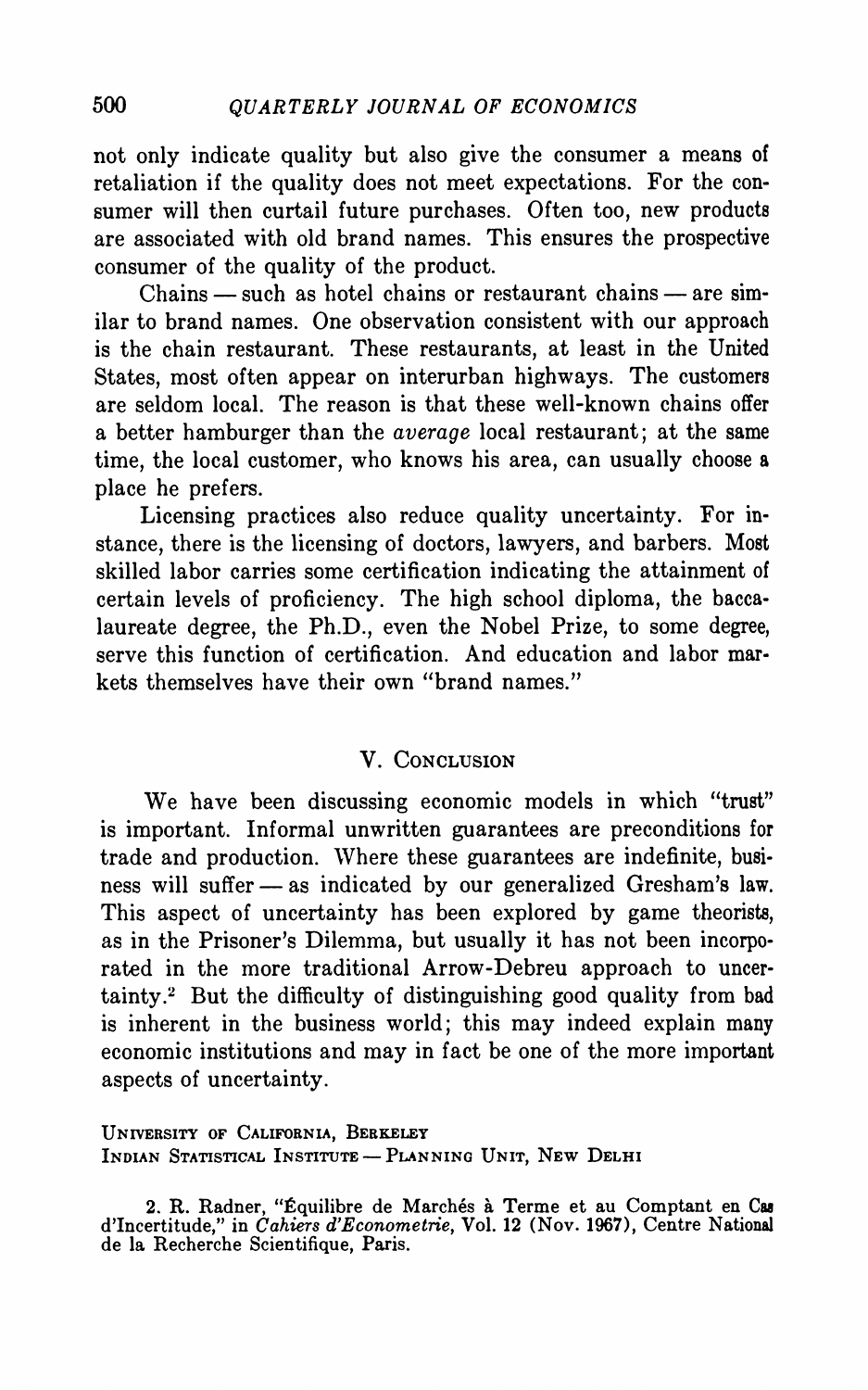not only indicate quality but also give the consumer a means of retaliation if the quality does not meet expectations. For the consumer will then curtail future purchases. Often too, new products are associated with old brand names. This ensures the prospective consumer of the quality of the product.

Chains — such as hotel chains or restaurant chains — are similar to brand names. One observation consistent with our approach is the chain restaurant. These restaurants, at least in the United States, most often appear on interurban highways. The customers are seldom local. The reason is that these well-known chains offer a better hamburger than the *average* local restaurant; at the same time, the local customer, who knows his area, can usually choose a place he prefers.

Licensing practices also reduce quality uncertainty. For instance, there is the licensing of doctors, lawyers, and barbers. Most skilled labor carries some certification indicating the attainment of certain levels of proficiency. The high school diploma, the baccalaureate degree, the Ph.D., even the Nobel Prize, to some degree, serve this function of certification. And education and labor markets themselves have their own "brand names."

## V. Conclusion

We have been discussing economic models in which "trust" is important. Informal unwritten guarantees are preconditions for trade and production. Where these guarantees are indefinite, business will suffer — as indicated by our generalized Gresham's law. This aspect of uncertainty has been explored by game theorists, as in the Prisoner's Dilemma, but usually it has not been incorporated in the more traditional Arrow-Debreu approach to uncertainty.[2] But the difficulty of distinguishing good quality from bad is inherent in the business world; this may indeed explain many economic institutions and may in fact be one of the more important aspects of uncertainty.

University of California, Berkeley
Indian Statistical Institute — Planning Unit, New Delhi

2. R. Radner, "Équilibre de Marchés à Terme et au Comptant en Cas d'Incertitude," in *Cahiers d'Econometrie*, Vol. 12 (Nov. 1967), Centre National de la Recherche Scientifique, Paris.